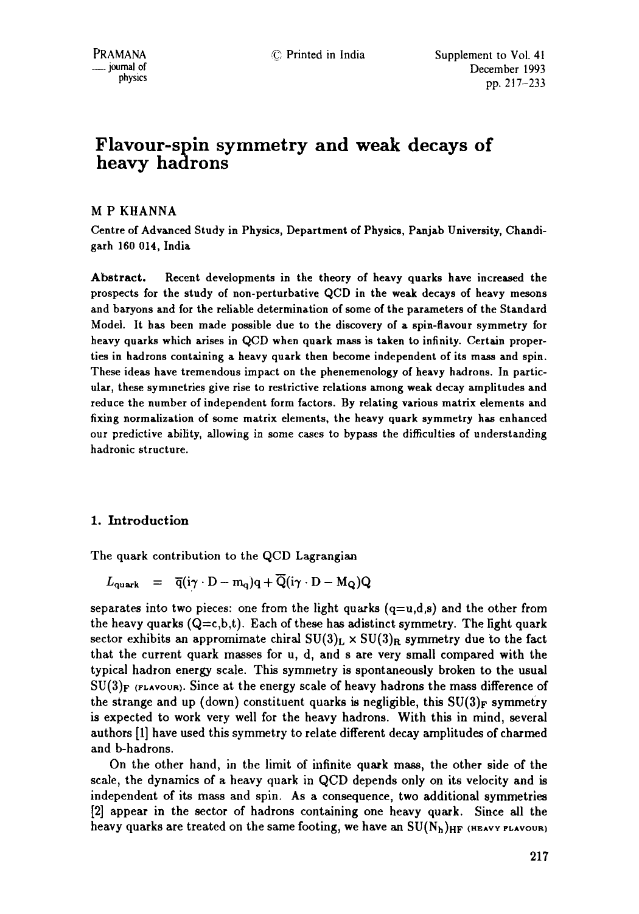# Flavour-spin symmetry and weak decays of heavy hadrons

## M P KHANNA

Centre of Advanced Study in Physics, Department of Physics, Panjab University, Chandigarh 160 014, India

**Abstract.** Recent developments in the theory of heavy quarks have increased the prospects for the study of non-perturbative QCD in the weak decays of heavy mesons and baryons and for the reliable determination of some of the parameters of the Standard Model. It has been made possible due to the discovery of a spin-flavour symmetry for heavy quarks which arises in QCD when quark mass is taken to infinity. Certain properties in hadrons containing a heavy quark then become independent of its mass and spin. These ideas have tremendous impact on the phenemenology of heavy hadrons. In particular, these symmetries give rise to restrictive relations among weak decay amplitudes and reduce the number of independent form factors. By relating various matrix elements and fixing normalization of some matrix elements, the heavy quark symmetry has enhanced our predictive ability, allowing in some cases to bypass the difficulties of understanding hadronic structure.

## 1. Introduction

The quark contribution to the QCD Lagrangian

$$L_{\text{quark}} = \overline{q}(i\gamma \cdot D - m_q)q + \overline{Q}(i\gamma \cdot D - M_Q)Q$$

separates into two pieces: one from the light quarks (q=u,d,s) and the other from the heavy quarks (Q=c,b,t). Each of these has adistinct symmetry. The light quark sector exhibits an appromimate chiral $SU(3)_L \times SU(3)_R$ symmetry due to the fact that the current quark masses for u, d, and s are very small compared with the typical hadron energy scale. This symmetry is spontaneously broken to the usual $SU(3)_F$ (FLAVOUR). Since at the energy scale of heavy hadrons the mass difference of the strange and up (down) constituent quarks is negligible, this $SU(3)_F$ symmetry is expected to work very well for the heavy hadrons. With this in mind, several authors [1] have used this symmetry to relate different decay amplitudes of charmed and b-hadrons.

On the other hand, in the limit of infinite quark mass, the other side of the scale, the dynamics of a heavy quark in QCD depends only on its velocity and is independent of its mass and spin. As a consequence, two additional symmetries [2] appear in the sector of hadrons containing one heavy quark. Since all the heavy quarks are treated on the same footing, we have an $SU(N_h)_{HF}$ (HEAVY FLAVOUR)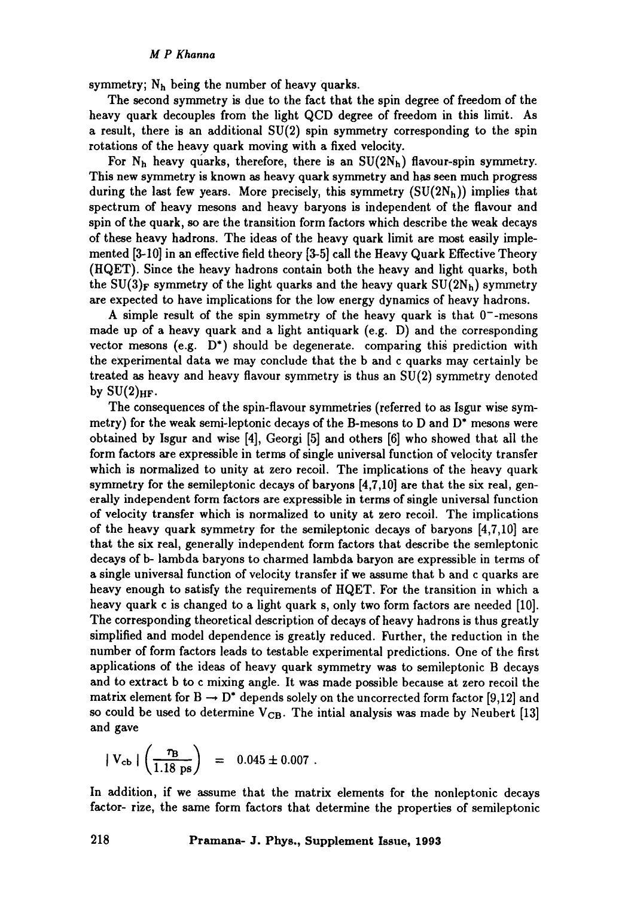symmetry; $N_h$ being the number of heavy quarks.

The second symmetry is due to the fact that the spin degree of freedom of the heavy quark decouples from the light QCD degree of freedom in this limit. As a result, there is an additional SU(2) spin symmetry corresponding to the spin rotations of the heavy quark moving with a fixed velocity.

For $N_h$ heavy quarks, therefore, there is an $SU(2N_h)$ flavour-spin symmetry. This new symmetry is known as heavy quark symmetry and has seen much progress during the last few years. More precisely, this symmetry ($SU(2N_h)$) implies that spectrum of heavy mesons and heavy baryons is independent of the flavour and spin of the quark, so are the transition form factors which describe the weak decays of these heavy hadrons. The ideas of the heavy quark limit are most easily implemented [3-10] in an effective field theory [3-5] call the Heavy Quark Effective Theory (HQET). Since the heavy hadrons contain both the heavy and light quarks, both the $SU(3)_F$ symmetry of the light quarks and the heavy quark $SU(2N_h)$ symmetry are expected to have implications for the low energy dynamics of heavy hadrons.

A simple result of the spin symmetry of the heavy quark is that $0^-$-mesons made up of a heavy quark and a light antiquark (e.g. D) and the corresponding vector mesons (e.g. $D^*$) should be degenerate. comparing this prediction with the experimental data we may conclude that the b and c quarks may certainly be treated as heavy and heavy flavour symmetry is thus an SU(2) symmetry denoted by $SU(2)_{HF}$.

The consequences of the spin-flavour symmetries (referred to as Isgur wise symmetry) for the weak semi-leptonic decays of the B-mesons to D and $D^*$ mesons were obtained by Isgur and wise [4], Georgi [5] and others [6] who showed that all the form factors are expressible in terms of single universal function of velocity transfer which is normalized to unity at zero recoil. The implications of the heavy quark symmetry for the semileptonic decays of baryons [4,7,10] are that the six real, generally independent form factors are expressible in terms of single universal function of velocity transfer which is normalized to unity at zero recoil. The implications of the heavy quark symmetry for the semileptonic decays of baryons [4,7,10] are that the six real, generally independent form factors that describe the semleptonic decays of b- lambda baryons to charmed lambda baryon are expressible in terms of a single universal function of velocity transfer if we assume that b and c quarks are heavy enough to satisfy the requirements of HQET. For the transition in which a heavy quark c is changed to a light quark s, only two form factors are needed [10]. The corresponding theoretical description of decays of heavy hadrons is thus greatly simplified and model dependence is greatly reduced. Further, the reduction in the number of form factors leads to testable experimental predictions. One of the first applications of the ideas of heavy quark symmetry was to semileptonic B decays and to extract b to c mixing angle. It was made possible because at zero recoil the matrix element for $B \to D^*$ depends solely on the uncorrected form factor [9,12] and so could be used to determine $V_{CB}$. The intial analysis was made by Neubert [13] and gave

$$| V_{cb} | \left( \frac{\tau_B}{1.18 \text{ ps}} \right) = 0.045 \pm 0.007 .$$

In addition, if we assume that the matrix elements for the nonleptonic decays factor- rize, the same form factors that determine the properties of semileptonic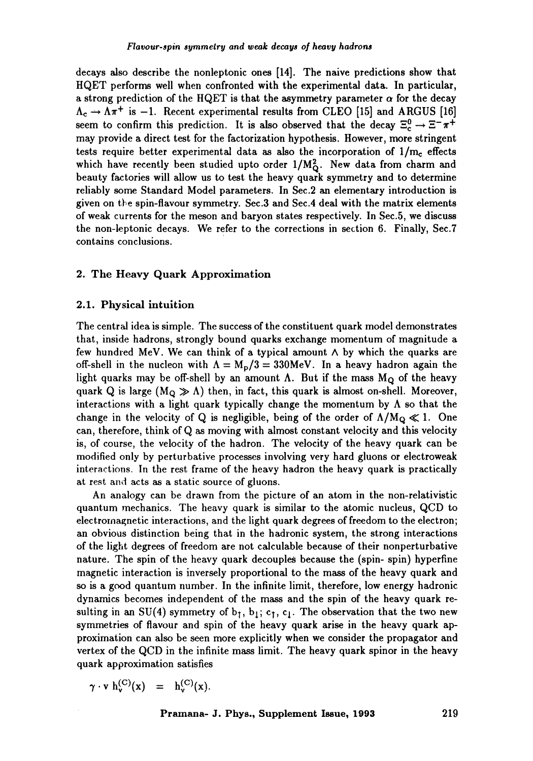decays also describe the nonleptonic ones [14]. The naive predictions show that HQET performs well when confronted with the experimental data. In particular, a strong prediction of the HQET is that the asymmetry parameter $\alpha$ for the decay $\Lambda_c \to \Lambda\pi^+$ is $-1$. Recent experimental results from CLEO [15] and ARGUS [16] seem to confirm this prediction. It is also observed that the decay $\Xi_c^0 \to \Xi^-\pi^+$ may provide a direct test for the factorization hypothesis. However, more stringent tests require better experimental data as also the incorporation of $1/m_c$ effects which have recently been studied upto order $1/M_Q^2$. New data from charm and beauty factories will allow us to test the heavy quark symmetry and to determine reliably some Standard Model parameters. In Sec.2 an elementary introduction is given on the spin-flavour symmetry. Sec.3 and Sec.4 deal with the matrix elements of weak currents for the meson and baryon states respectively. In Sec.5, we discuss the non-leptonic decays. We refer to the corrections in section 6. Finally, Sec.7 contains conclusions.

## 2. The Heavy Quark Approximation

### 2.1. Physical intuition

The central idea is simple. The success of the constituent quark model demonstrates that, inside hadrons, strongly bound quarks exchange momentum of magnitude a few hundred MeV. We can think of a typical amount $\Lambda$ by which the quarks are off-shell in the nucleon with $\Lambda = M_p/3 = 330$MeV. In a heavy hadron again the light quarks may be off-shell by an amount $\Lambda$. But if the mass $M_Q$ of the heavy quark Q is large ($M_Q \gg \Lambda$) then, in fact, this quark is almost on-shell. Moreover, interactions with a light quark typically change the momentum by $\Lambda$ so that the change in the velocity of Q is negligible, being of the order of $\Lambda/M_Q \ll 1$. One can, therefore, think of Q as moving with almost constant velocity and this velocity is, of course, the velocity of the hadron. The velocity of the heavy quark can be modified only by perturbative processes involving very hard gluons or electroweak interactions. In the rest frame of the heavy hadron the heavy quark is practically at rest and acts as a static source of gluons.

An analogy can be drawn from the picture of an atom in the non-relativistic quantum mechanics. The heavy quark is similar to the atomic nucleus, QCD to electromagnetic interactions, and the light quark degrees of freedom to the electron; an obvious distinction being that in the hadronic system, the strong interactions of the light degrees of freedom are not calculable because of their nonperturbative nature. The spin of the heavy quark decouples because the (spin- spin) hyperfine magnetic interaction is inversely proportional to the mass of the heavy quark and so is a good quantum number. In the infinite limit, therefore, low energy hadronic dynamics becomes independent of the mass and the spin of the heavy quark resulting in an SU(4) symmetry of $b_\uparrow$, $b_\downarrow$; $c_\uparrow$, $c_\downarrow$. The observation that the two new symmetries of flavour and spin of the heavy quark arise in the heavy quark approximation can also be seen more explicitly when we consider the propagator and vertex of the QCD in the infinite mass limit. The heavy quark spinor in the heavy quark approximation satisfies

$$\gamma \cdot v \, h_v^{(C)}(x) \;=\; h_v^{(C)}(x).$$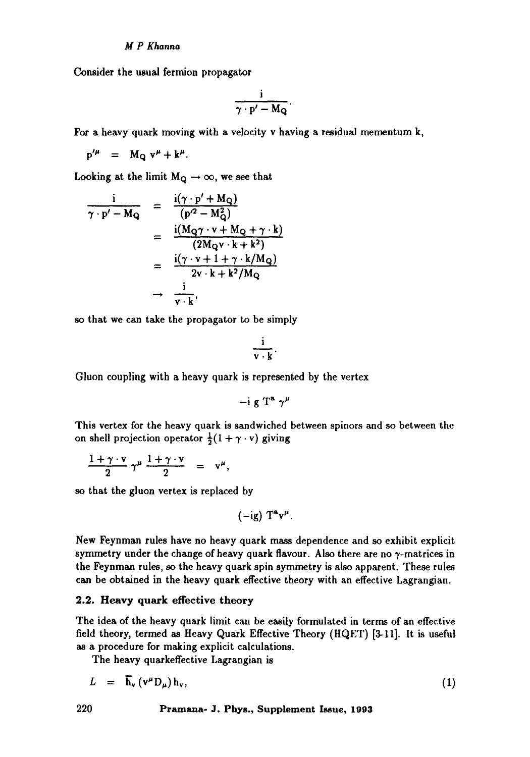Consider the usual fermion propagator

$$\frac{i}{\gamma \cdot p' - M_Q}.$$

For a heavy quark moving with a velocity v having a residual mementum k,

$$p'^{\mu} = M_Q v^{\mu} + k^{\mu}.$$

Looking at the limit $M_Q \to \infty$, we see that

$$\begin{aligned}
\frac{i}{\gamma \cdot p' - M_Q} &= \frac{i(\gamma \cdot p' + M_Q)}{(p'^2 - M_Q^2)} \\
&= \frac{i(M_Q \gamma \cdot v + M_Q + \gamma \cdot k)}{(2M_Q v \cdot k + k^2)} \\
&= \frac{i(\gamma \cdot v + 1 + \gamma \cdot k/M_Q)}{2v \cdot k + k^2/M_Q} \\
&\to \frac{i}{v \cdot k},
\end{aligned}$$

so that we can take the propagator to be simply

$$\frac{i}{v \cdot k}.$$

Gluon coupling with a heavy quark is represented by the vertex

$$-i\, g\, T^a\, \gamma^{\mu}$$

This vertex for the heavy quark is sandwiched between spinors and so between the on shell projection operator $\frac{1}{2}(1 + \gamma \cdot v)$ giving

$$\frac{1 + \gamma \cdot v}{2} \gamma^{\mu} \frac{1 + \gamma \cdot v}{2} = v^{\mu},$$

so that the gluon vertex is replaced by

$$(-ig)\, T^a v^{\mu}.$$

New Feynman rules have no heavy quark mass dependence and so exhibit explicit symmetry under the change of heavy quark flavour. Also there are no $\gamma$-matrices in the Feynman rules, so the heavy quark spin symmetry is also apparent. These rules can be obtained in the heavy quark effective theory with an effective Lagrangian.

## 2.2. Heavy quark effective theory

The idea of the heavy quark limit can be easily formulated in terms of an effective field theory, termed as Heavy Quark Effective Theory (HQET) [3-11]. It is useful as a procedure for making explicit calculations.

The heavy quarkeffective Lagrangian is

$$L = \bar{h}_v \,(v^{\mu} D_{\mu})\, h_v, \tag{1}$$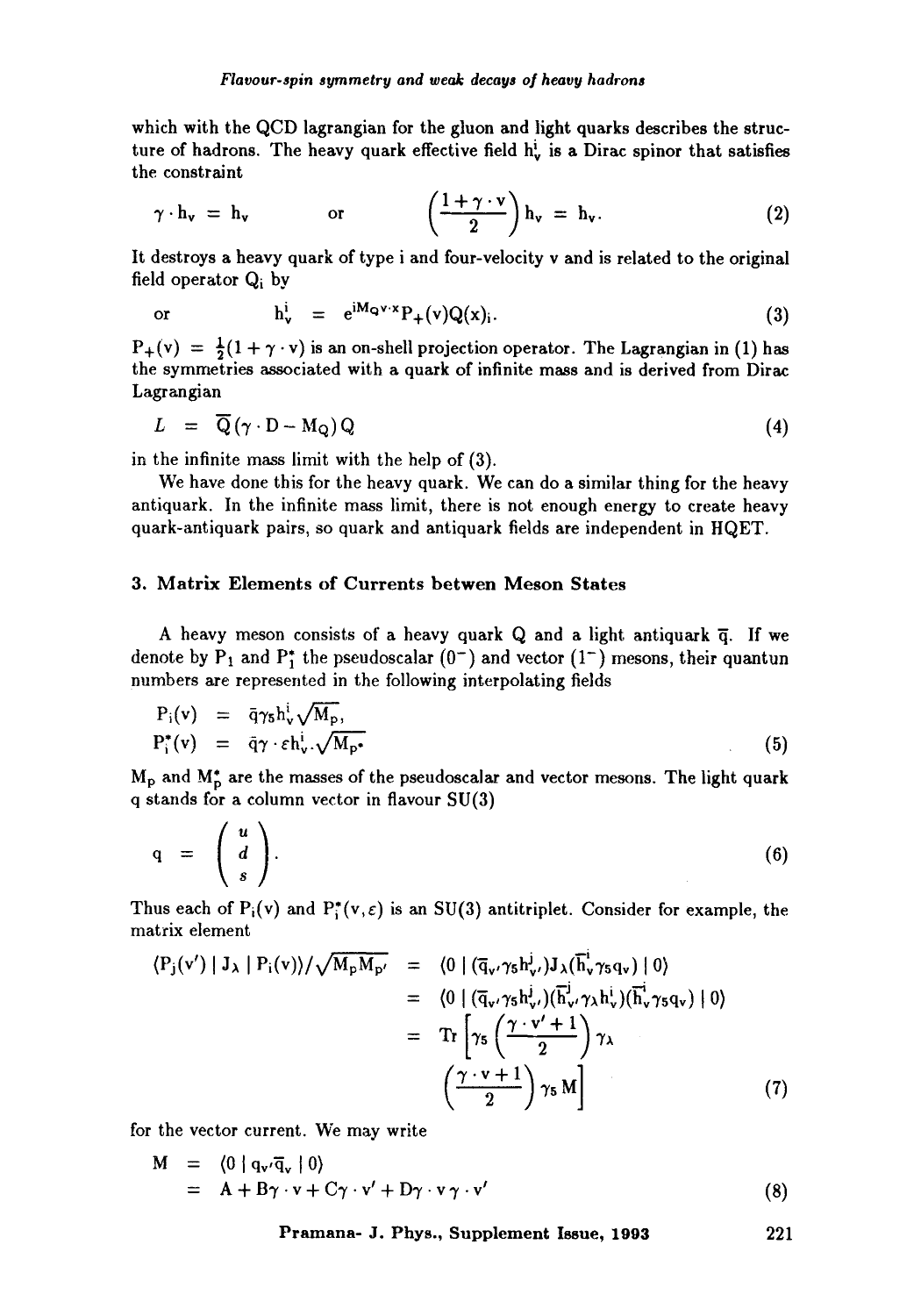which with the QCD lagrangian for the gluon and light quarks describes the structure of hadrons. The heavy quark effective field $h_v^i$ is a Dirac spinor that satisfies the constraint

$$\gamma \cdot h_v = h_v \qquad \text{or} \qquad \left(\frac{1+\gamma\cdot v}{2}\right) h_v = h_v. \tag{2}$$

It destroys a heavy quark of type i and four-velocity v and is related to the original field operator $Q_i$ by

$$\text{or} \qquad h_v^i = e^{iM_Q v\cdot x} P_+(v) Q(x)_i. \tag{3}$$

$P_+(v) = \frac{1}{2}(1+\gamma\cdot v)$ is an on-shell projection operator. The Lagrangian in (1) has the symmetries associated with a quark of infinite mass and is derived from Dirac Lagrangian

$$L = \overline{Q}(\gamma\cdot D - M_Q)Q \tag{4}$$

in the infinite mass limit with the help of (3).

We have done this for the heavy quark. We can do a similar thing for the heavy antiquark. In the infinite mass limit, there is not enough energy to create heavy quark-antiquark pairs, so quark and antiquark fields are independent in HQET.

## 3. Matrix Elements of Currents betwen Meson States

A heavy meson consists of a heavy quark Q and a light antiquark $\overline{q}$. If we denote by $P_1$ and $P_1^*$ the pseudoscalar ($0^-$) and vector ($1^-$) mesons, their quantun numbers are represented in the following interpolating fields

$$\begin{aligned} P_i(v) &= \bar{q}\gamma_5 h_v^i \sqrt{M_p}, \\ P_i^*(v) &= \bar{q}\gamma\cdot\varepsilon h_{v'}^i \sqrt{M_{p^*}} \end{aligned} \tag{5}$$

$M_p$ and $M_p^*$ are the masses of the pseudoscalar and vector mesons. The light quark q stands for a column vector in flavour SU(3)

$$q = \begin{pmatrix} u \\ d \\ s \end{pmatrix}. \tag{6}$$

Thus each of $P_i(v)$ and $P_i^*(v,\varepsilon)$ is an SU(3) antitriplet. Consider for example, the matrix element

$$\begin{aligned} \langle P_j(v') \mid J_\lambda \mid P_i(v)\rangle/\sqrt{M_p M_{p'}} &= \langle 0 \mid (\overline{q}_{v'}\gamma_5 h_{v'}^j) J_\lambda (\overline{h}_v^i \gamma_5 q_v) \mid 0\rangle \\ &= \langle 0 \mid (\overline{q}_{v'}\gamma_5 h_{v'}^j)(\overline{h}_{v'}^j \gamma_\lambda h_v^i)(\overline{h}_v^i \gamma_5 q_v) \mid 0\rangle \\ &= \mathrm{Tr}\left[\gamma_5 \left(\frac{\gamma\cdot v'+1}{2}\right)\gamma_\lambda \right. \\ &\quad \left. \left(\frac{\gamma\cdot v+1}{2}\right)\gamma_5 M\right] \end{aligned} \tag{7}$$

for the vector current. We may write

$$\begin{aligned} M &= \langle 0 \mid q_{v'}\overline{q}_v \mid 0\rangle \\ &= A + B\gamma\cdot v + C\gamma\cdot v' + D\gamma\cdot v\,\gamma\cdot v' \end{aligned} \tag{8}$$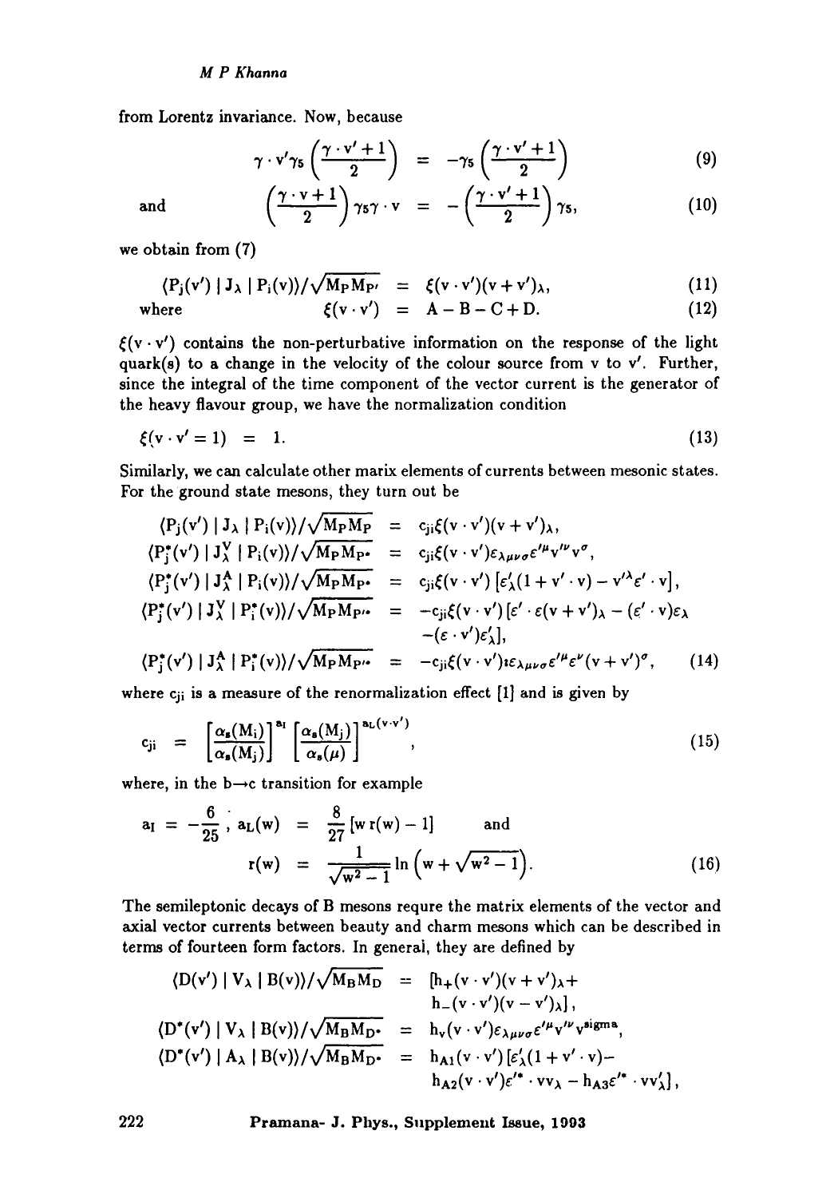from Lorentz invariance. Now, because

$$\gamma \cdot v' \gamma_5 \left(\frac{\gamma \cdot v' + 1}{2}\right) = -\gamma_5 \left(\frac{\gamma \cdot v' + 1}{2}\right) \tag{9}$$

and

$$\left(\frac{\gamma \cdot v + 1}{2}\right) \gamma_5 \gamma \cdot v = -\left(\frac{\gamma \cdot v' + 1}{2}\right) \gamma_5, \tag{10}$$

we obtain from (7)

$$\langle P_j(v') \mid J_\lambda \mid P_i(v) \rangle / \sqrt{M_P M_{P'}} = \xi(v \cdot v')(v + v')_\lambda, \tag{11}$$

where

$$\xi(v \cdot v') = A - B - C + D. \tag{12}$$

$\xi(v \cdot v')$ contains the non-perturbative information on the response of the light quark(s) to a change in the velocity of the colour source from v to v'. Further, since the integral of the time component of the vector current is the generator of the heavy flavour group, we have the normalization condition

$$\xi(v \cdot v' = 1) = 1. \tag{13}$$

Similarly, we can calculate other marix elements of currents between mesonic states. For the ground state mesons, they turn out be

$$\begin{aligned}
\langle P_j(v') \mid J_\lambda \mid P_i(v) \rangle / \sqrt{M_P M_P} &= c_{ji} \xi(v \cdot v')(v + v')_\lambda, \\
\langle P_j^*(v') \mid J_\lambda^V \mid P_i(v) \rangle / \sqrt{M_P M_{P^*}} &= c_{ji} \xi(v \cdot v') \varepsilon_{\lambda\mu\nu\sigma} \varepsilon'^\mu v'^\nu v^\sigma, \\
\langle P_j^*(v') \mid J_\lambda^A \mid P_i(v) \rangle / \sqrt{M_P M_{P^*}} &= c_{ji} \xi(v \cdot v') \left[\varepsilon'_\lambda (1 + v' \cdot v) - v'^\lambda \varepsilon' \cdot v\right], \\
\langle P_j^*(v') \mid J_\lambda^V \mid P_i^*(v) \rangle / \sqrt{M_P M_{P'^*}} &= -c_{ji} \xi(v \cdot v') \left[\varepsilon' \cdot \varepsilon (v + v')_\lambda - (\varepsilon' \cdot v) \varepsilon_\lambda \right. \\
&\quad \left. - (\varepsilon \cdot v') \varepsilon'_\lambda\right], \\
\langle P_j^*(v') \mid J_\lambda^A \mid P_i^*(v) \rangle / \sqrt{M_P M_{P'^*}} &= -c_{ji} \xi(v \cdot v') \imath \varepsilon_{\lambda\mu\nu\sigma} \varepsilon'^\mu \varepsilon^\nu (v + v')^\sigma,
\end{aligned} \tag{14}$$

where $c_{ji}$ is a measure of the renormalization effect [1] and is given by

$$c_{ji} = \left[\frac{\alpha_s(M_i)}{\alpha_s(M_j)}\right]^{a_I} \left[\frac{\alpha_s(M_j)}{\alpha_s(\mu)}\right]^{a_L(v \cdot v')}, \tag{15}$$

where, in the b→c transition for example

$$a_I = -\frac{6}{25}, \quad a_L(w) = \frac{8}{27}\left[w\, r(w) - 1\right] \quad \text{and}$$

$$r(w) = \frac{1}{\sqrt{w^2 - 1}} \ln\left(w + \sqrt{w^2 - 1}\right). \tag{16}$$

The semileptonic decays of B mesons requre the matrix elements of the vector and axial vector currents between beauty and charm mesons which can be described in terms of fourteen form factors. In general, they are defined by

$$\begin{aligned}
\langle D(v') \mid V_\lambda \mid B(v) \rangle / \sqrt{M_B M_D} &= \left[h_+(v \cdot v')(v + v')_\lambda + \right. \\
&\quad \left. h_-(v \cdot v')(v - v')_\lambda\right], \\
\langle D^*(v') \mid V_\lambda \mid B(v) \rangle / \sqrt{M_B M_{D^*}} &= h_v(v \cdot v') \varepsilon_{\lambda\mu\nu\sigma} \varepsilon'^\mu v'^\nu v^{\text{sigma}}, \\
\langle D^*(v') \mid A_\lambda \mid B(v) \rangle / \sqrt{M_B M_{D^*}} &= h_{A1}(v \cdot v') \left[\varepsilon'_\lambda (1 + v' \cdot v) - \right. \\
&\quad \left. h_{A2}(v \cdot v') \varepsilon'^* \cdot v v_\lambda - h_{A3} \varepsilon'^* \cdot v v'_\lambda\right],
\end{aligned}$$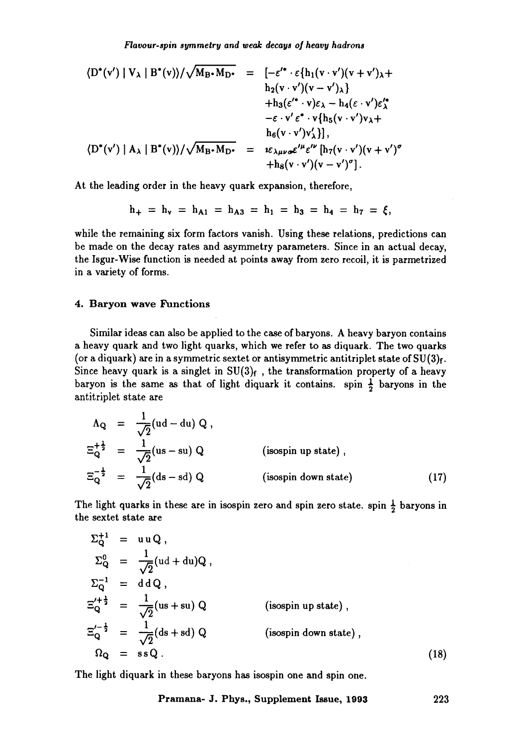$$
\begin{aligned}
\langle D^*(v') \mid V_\lambda \mid B^*(v)\rangle/\sqrt{M_B \cdot M_{D^*}} \;=\;& [-\varepsilon'^* \cdot \varepsilon\{h_1(v\cdot v')(v+v')_\lambda + \\
& h_2(v\cdot v')(v-v')_\lambda\} \\
& + h_3(\varepsilon'^* \cdot v)\varepsilon_\lambda - h_4(\varepsilon\cdot v')\varepsilon'^*_\lambda \\
& - \varepsilon\cdot v'\,\varepsilon^*\cdot v\{h_5(v\cdot v')v_\lambda + \\
& h_6(v\cdot v')v'_\lambda\}], \\
\langle D^*(v') \mid A_\lambda \mid B^*(v)\rangle/\sqrt{M_B \cdot M_{D^*}} \;=\;& i\varepsilon_{\lambda\mu\nu\sigma}\varepsilon'^\mu \varepsilon'^\nu\,[h_7(v\cdot v')(v+v')^\sigma \\
& + h_8(v\cdot v')(v-v')^\sigma].
\end{aligned}
$$

At the leading order in the heavy quark expansion, therefore,

$$
h_+ = h_v = h_{A1} = h_{A3} = h_1 = h_3 = h_4 = h_7 = \xi,
$$

while the remaining six form factors vanish. Using these relations, predictions can be made on the decay rates and asymmetry parameters. Since in an actual decay, the Isgur-Wise function is needed at points away from zero recoil, it is parmetrized in a variety of forms.

## 4. Baryon wave Functions

Similar ideas can also be applied to the case of baryons. A heavy baryon contains a heavy quark and two light quarks, which we refer to as diquark. The two quarks (or a diquark) are in a symmetric sextet or antisymmetric antitriplet state of $SU(3)_f$. Since heavy quark is a singlet in $SU(3)_f$, the transformation property of a heavy baryon is the same as that of light diquark it contains. spin $\frac{1}{2}$ baryons in the antitriplet state are

$$
\begin{aligned}
\Lambda_Q &= \frac{1}{\sqrt{2}}(ud - du)\,Q\,, \\
\Xi_Q^{+\frac{1}{2}} &= \frac{1}{\sqrt{2}}(us - su)\,Q \qquad \text{(isospin up state)}\,, \\
\Xi_Q^{-\frac{1}{2}} &= \frac{1}{\sqrt{2}}(ds - sd)\,Q \qquad \text{(isospin down state)} \qquad (17)
\end{aligned}
$$

The light quarks in these are in isospin zero and spin zero state. spin $\frac{1}{2}$ baryons in the sextet state are

$$
\begin{aligned}
\Sigma_Q^{+1} &= u\,u\,Q\,, \\
\Sigma_Q^{0} &= \frac{1}{\sqrt{2}}(ud + du)Q\,, \\
\Sigma_Q^{-1} &= d\,d\,Q\,, \\
\Xi_Q'^{+\frac{1}{2}} &= \frac{1}{\sqrt{2}}(us + su)\,Q \qquad \text{(isospin up state)}\,, \\
\Xi_Q'^{-\frac{1}{2}} &= \frac{1}{\sqrt{2}}(ds + sd)\,Q \qquad \text{(isospin down state)}\,, \\
\Omega_Q &= s\,s\,Q\,. \qquad (18)
\end{aligned}
$$

The light diquark in these baryons has isospin one and spin one.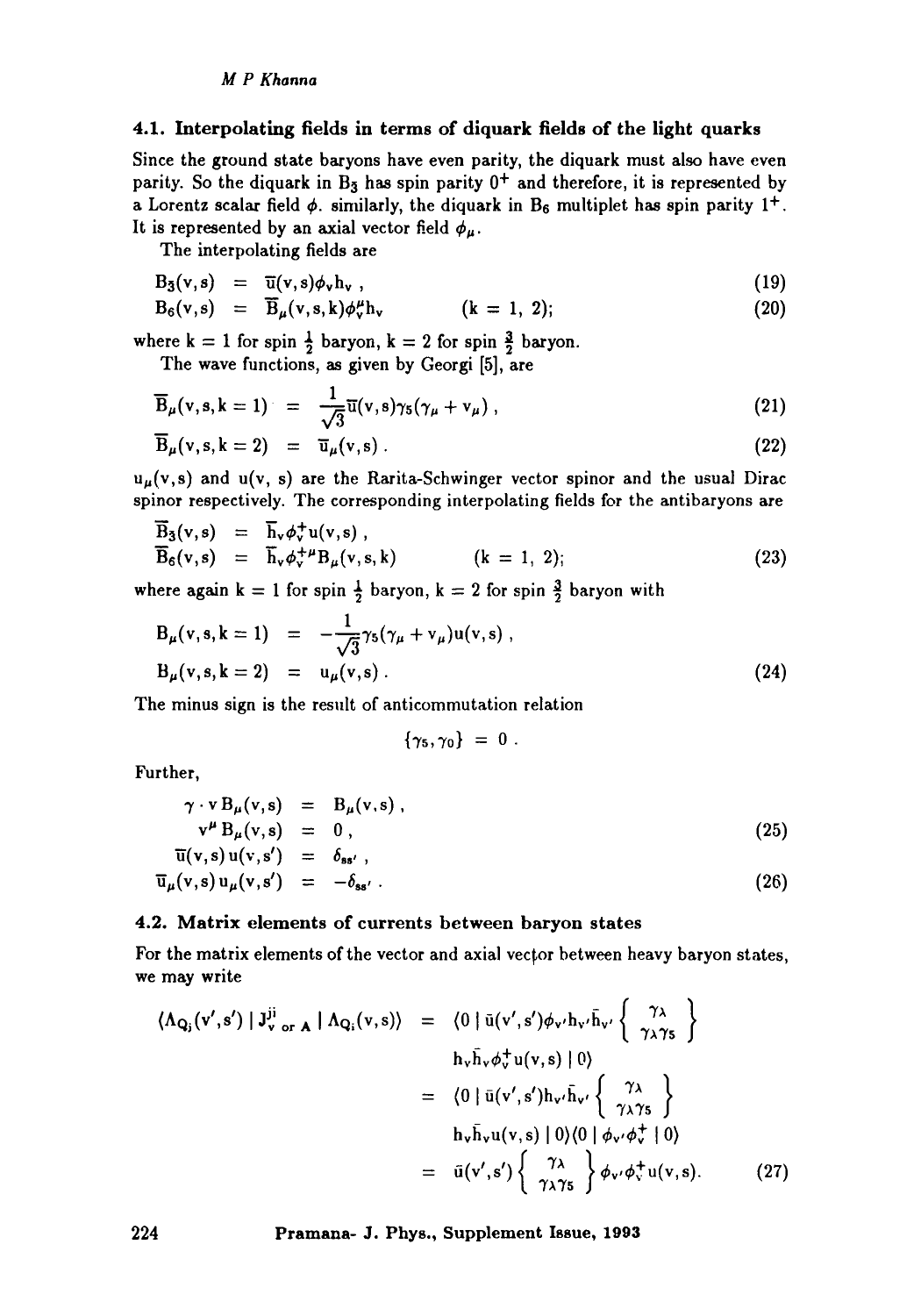### 4.1. Interpolating fields in terms of diquark fields of the light quarks

Since the ground state baryons have even parity, the diquark must also have even parity. So the diquark in $B_3$ has spin parity $0^+$ and therefore, it is represented by a Lorentz scalar field $\phi$. similarly, the diquark in $B_6$ multiplet has spin parity $1^+$. It is represented by an axial vector field $\phi_\mu$.

The interpolating fields are

$$B_3(v,s) = \overline{u}(v,s)\phi_v h_v \, , \tag{19}$$

$$B_6(v,s) = \overline{B}_\mu(v,s,k)\phi_v^\mu h_v \qquad (k = 1,\ 2); \tag{20}$$

where $k = 1$ for spin $\frac{1}{2}$ baryon, $k = 2$ for spin $\frac{3}{2}$ baryon.

The wave functions, as given by Georgi [5], are

$$\overline{B}_\mu(v,s,k=1) = \frac{1}{\sqrt{3}}\overline{u}(v,s)\gamma_5(\gamma_\mu + v_\mu) \, , \tag{21}$$

$$\overline{B}_\mu(v,s,k=2) = \overline{u}_\mu(v,s) \, . \tag{22}$$

$u_\mu(v,s)$ and $u(v,\ s)$ are the Rarita-Schwinger vector spinor and the usual Dirac spinor respectively. The corresponding interpolating fields for the antibaryons are

$$\overline{B}_3(v,s) = \overline{h}_v\phi_v^+ u(v,s) \, ,$$

$$\overline{B}_6(v,s) = \overline{h}_v\phi_v^{+\mu} B_\mu(v,s,k) \qquad (k = 1,\ 2); \tag{23}$$

where again $k = 1$ for spin $\frac{1}{2}$ baryon, $k = 2$ for spin $\frac{3}{2}$ baryon with

$$B_\mu(v,s,k=1) = -\frac{1}{\sqrt{3}}\gamma_5(\gamma_\mu + v_\mu)u(v,s) \, ,$$

$$B_\mu(v,s,k=2) = u_\mu(v,s) \, . \tag{24}$$

The minus sign is the result of anticommutation relation

$$\{\gamma_5, \gamma_0\} = 0 \, .$$

Further,

$$\gamma \cdot v \, B_\mu(v,s) = B_\mu(v,s) \, ,$$

$$v^\mu B_\mu(v,s) = 0 \, , \tag{25}$$

$$\overline{u}(v,s)\, u(v,s') = \delta_{ss'} \, ,$$

$$\overline{u}_\mu(v,s)\, u_\mu(v,s') = -\delta_{ss'} \, . \tag{26}$$

### 4.2. Matrix elements of currents between baryon states

For the matrix elements of the vector and axial vector between heavy baryon states, we may write

$$\begin{aligned}
\langle \Lambda_{Q_j}(v',s') \mid J^{ji}_{V \text{ or } A} \mid \Lambda_{Q_i}(v,s)\rangle &= \langle 0 \mid \bar{u}(v',s')\phi_{v'}h_{v'}\bar{h}_{v'} \left\{ \begin{array}{c} \gamma_\lambda \\ \gamma_\lambda\gamma_5 \end{array} \right\} \\
&\quad h_v\bar{h}_v\phi_v^+ u(v,s) \mid 0\rangle \\
&= \langle 0 \mid \bar{u}(v',s')h_{v'}\bar{h}_{v'} \left\{ \begin{array}{c} \gamma_\lambda \\ \gamma_\lambda\gamma_5 \end{array} \right\} \\
&\quad h_v\bar{h}_v u(v,s) \mid 0\rangle\langle 0 \mid \phi_{v'}\phi_v^+ \mid 0\rangle \\
&= \bar{u}(v',s') \left\{ \begin{array}{c} \gamma_\lambda \\ \gamma_\lambda\gamma_5 \end{array} \right\} \phi_{v'}\phi_v^+ u(v,s).
\end{aligned} \tag{27}$$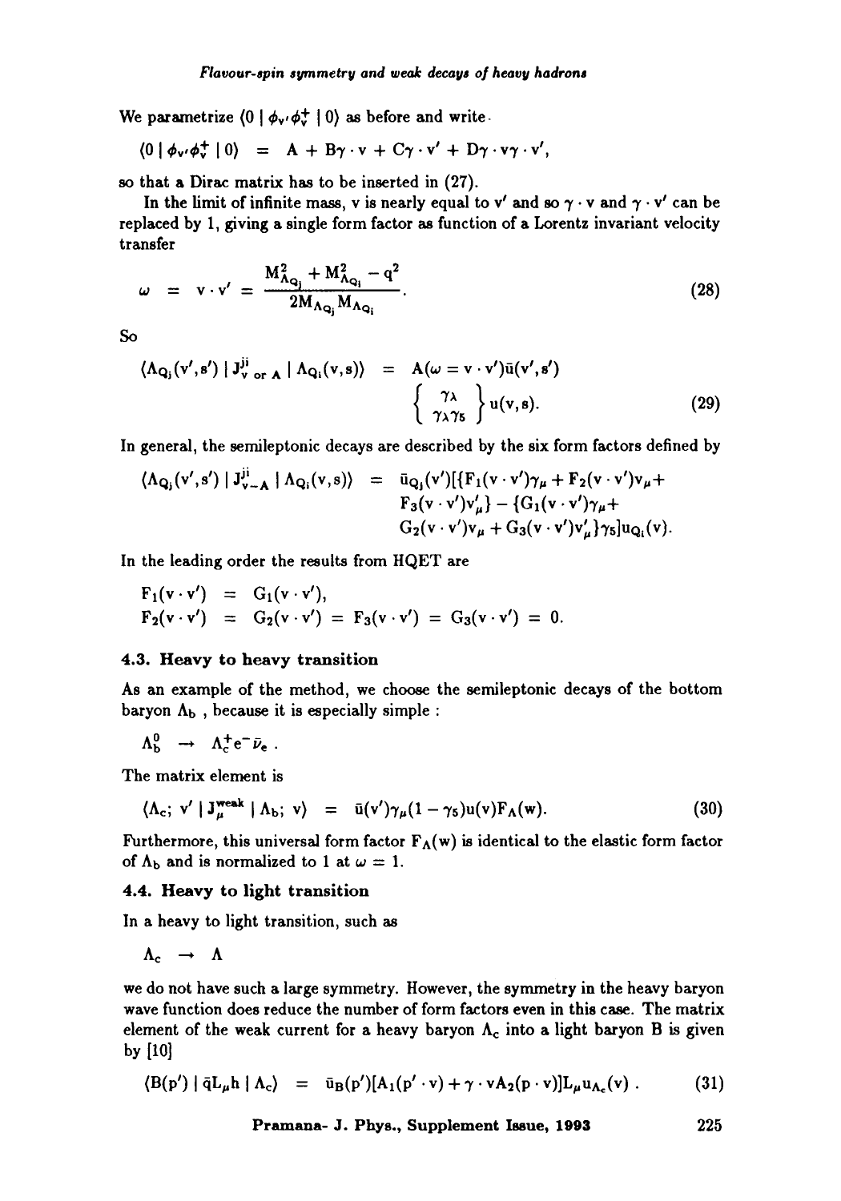We parametrize $\langle 0 \mid \phi_{v'}\phi_v^+ \mid 0\rangle$ as before and write

$$\langle 0 \mid \phi_{v'}\phi_v^+ \mid 0\rangle \;=\; A + B\gamma\cdot v + C\gamma\cdot v' + D\gamma\cdot v\gamma\cdot v',$$

so that a Dirac matrix has to be inserted in (27).

In the limit of infinite mass, v is nearly equal to v′ and so $\gamma \cdot v$ and $\gamma \cdot v'$ can be replaced by 1, giving a single form factor as function of a Lorentz invariant velocity transfer

$$\omega \;=\; v\cdot v' = \frac{M^2_{\Lambda_{Q_j}} + M^2_{\Lambda_{Q_i}} - q^2}{2M_{\Lambda_{Q_j}}M_{\Lambda_{Q_i}}}. \tag{28}$$

So

$$\langle \Lambda_{Q_j}(v',s') \mid J^{ji}_{v \text{ or } A} \mid \Lambda_{Q_i}(v,s)\rangle \;=\; A(\omega = v\cdot v')\bar{u}(v',s') \left\{ \begin{array}{c} \gamma_\lambda \\ \gamma_\lambda\gamma_5 \end{array} \right\} u(v,s). \tag{29}$$

In general, the semileptonic decays are described by the six form factors defined by

$$\langle \Lambda_{Q_j}(v',s') \mid J^{ji}_{v-A} \mid \Lambda_{Q_i}(v,s)\rangle \;=\; \bar{u}_{Q_j}(v')[\{F_1(v\cdot v')\gamma_\mu + F_2(v\cdot v')v_\mu + F_3(v\cdot v')v'_\mu\} - \{G_1(v\cdot v')\gamma_\mu + G_2(v\cdot v')v_\mu + G_3(v\cdot v')v'_\mu\}\gamma_5]u_{Q_i}(v).$$

In the leading order the results from HQET are

$$F_1(v\cdot v') \;=\; G_1(v\cdot v'),$$
$$F_2(v\cdot v') \;=\; G_2(v\cdot v') = F_3(v\cdot v') = G_3(v\cdot v') = 0.$$

### 4.3. Heavy to heavy transition

As an example of the method, we choose the semileptonic decays of the bottom baryon $\Lambda_b$ , because it is especially simple :

$$\Lambda_b^0 \;\rightarrow\; \Lambda_c^+ e^- \bar{\nu}_e \,.$$

The matrix element is

$$\langle \Lambda_c;\, v' \mid J^{weak}_\mu \mid \Lambda_b;\, v\rangle \;=\; \bar{u}(v')\gamma_\mu(1-\gamma_5)u(v)F_\Lambda(w). \tag{30}$$

Furthermore, this universal form factor $F_\Lambda(w)$ is identical to the elastic form factor of $\Lambda_b$ and is normalized to 1 at $\omega = 1$.

### 4.4. Heavy to light transition

In a heavy to light transition, such as

$$\Lambda_c \;\rightarrow\; \Lambda$$

we do not have such a large symmetry. However, the symmetry in the heavy baryon wave function does reduce the number of form factors even in this case. The matrix element of the weak current for a heavy baryon $\Lambda_c$ into a light baryon B is given by [10]

$$\langle B(p') \mid \bar{q}L_\mu h \mid \Lambda_c\rangle \;=\; \bar{u}_B(p')[A_1(p'\cdot v) + \gamma\cdot vA_2(p\cdot v)]L_\mu u_{\Lambda_c}(v)\,. \tag{31}$$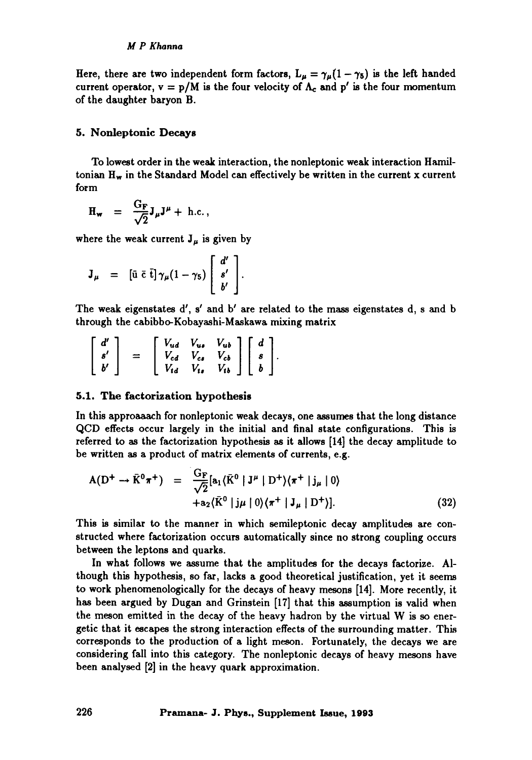Here, there are two independent form factors, $L_\mu = \gamma_\mu(1-\gamma_5)$ is the left handed current operator, $v = p/M$ is the four velocity of $\Lambda_c$ and $p'$ is the four momentum of the daughter baryon B.

## 5. Nonleptonic Decays

To lowest order in the weak interaction, the nonleptonic weak interaction Hamiltonian $H_w$ in the Standard Model can effectively be written in the current x current form

$$H_w = \frac{G_F}{\sqrt{2}} J_\mu J^\mu + \text{ h.c.},$$

where the weak current $J_\mu$ is given by

$$J_\mu = [\bar{u}\ \bar{c}\ \bar{t}]\gamma_\mu(1-\gamma_5)\begin{bmatrix} d' \\ s' \\ b' \end{bmatrix}.$$

The weak eigenstates d′, s′ and b′ are related to the mass eigenstates d, s and b through the cabibbo-Kobayashi-Maskawa mixing matrix

$$\begin{bmatrix} d' \\ s' \\ b' \end{bmatrix} = \begin{bmatrix} V_{ud} & V_{us} & V_{ub} \\ V_{cd} & V_{cs} & V_{cb} \\ V_{td} & V_{ts} & V_{tb} \end{bmatrix}\begin{bmatrix} d \\ s \\ b \end{bmatrix}.$$

### 5.1. The factorization hypothesis

In this approaaach for nonleptonic weak decays, one assumes that the long distance QCD effects occur largely in the initial and final state configurations. This is referred to as the factorization hypothesis as it allows [14] the decay amplitude to be written as a product of matrix elements of currents, e.g.

$$\begin{aligned} A(D^+ \to \bar{K}^0\pi^+) = \frac{G_F}{\sqrt{2}}[&a_1\langle \bar{K}^0 \mid J^\mu \mid D^+\rangle\langle \pi^+ \mid j_\mu \mid 0\rangle \\ &+ a_2\langle \bar{K}^0 \mid j\mu \mid 0\rangle\langle \pi^+ \mid J_\mu \mid D^+\rangle]. \end{aligned} \tag{32}$$

This is similar to the manner in which semileptonic decay amplitudes are constructed where factorization occurs automatically since no strong coupling occurs between the leptons and quarks.

In what follows we assume that the amplitudes for the decays factorize. Although this hypothesis, so far, lacks a good theoretical justification, yet it seems to work phenomenologically for the decays of heavy mesons [14]. More recently, it has been argued by Dugan and Grinstein [17] that this assumption is valid when the meson emitted in the decay of the heavy hadron by the virtual W is so energetic that it escapes the strong interaction effects of the surrounding matter. This corresponds to the production of a light meson. Fortunately, the decays we are considering fall into this category. The nonleptonic decays of heavy mesons have been analysed [2] in the heavy quark approximation.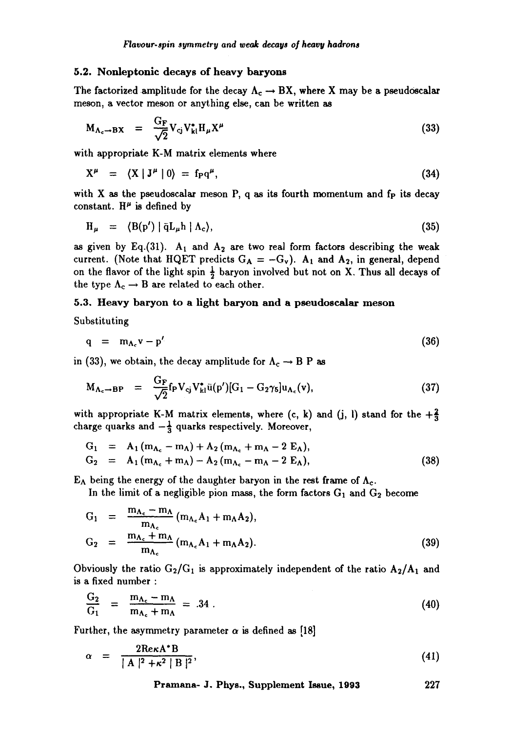### 5.2. Nonleptonic decays of heavy baryons

The factorized amplitude for the decay $\Lambda_c \rightarrow BX$, where X may be a pseudoscalar meson, a vector meson or anything else, can be written as

$$M_{\Lambda_c \rightarrow BX} = \frac{G_F}{\sqrt{2}} V_{cj} V_{kl}^* H_\mu X^\mu \tag{33}$$

with appropriate K-M matrix elements where

$$X^\mu = \langle X \mid J^\mu \mid 0 \rangle = f_P q^\mu, \tag{34}$$

with X as the pseudoscalar meson P, q as its fourth momentum and $f_P$ its decay constant. $H^\mu$ is defined by

$$H_\mu = \langle B(p') \mid \bar{q} L_\mu h \mid \Lambda_c \rangle, \tag{35}$$

as given by Eq.(31). $A_1$ and $A_2$ are two real form factors describing the weak current. (Note that HQET predicts $G_A = -G_V$). $A_1$ and $A_2$, in general, depend on the flavor of the light spin $\frac{1}{2}$ baryon involved but not on X. Thus all decays of the type $\Lambda_c \rightarrow B$ are related to each other.

### 5.3. Heavy baryon to a light baryon and a pseudoscalar meson

Substituting

$$q = m_{\Lambda_c} v - p' \tag{36}$$

in (33), we obtain, the decay amplitude for $\Lambda_c \rightarrow B\, P$ as

$$M_{\Lambda_c \rightarrow BP} = \frac{G_F}{\sqrt{2}} f_P V_{cj} V_{kl}^* \bar{u}(p')[G_1 - G_2 \gamma_5] u_{\Lambda_c}(v), \tag{37}$$

with appropriate K-M matrix elements, where (c, k) and (j, l) stand for the $+\frac{2}{3}$ charge quarks and $-\frac{1}{3}$ quarks respectively. Moreover,

$$\begin{aligned} G_1 &= A_1 (m_{\Lambda_c} - m_\Lambda) + A_2 (m_{\Lambda_c} + m_\Lambda - 2\, E_\Lambda), \\ G_2 &= A_1 (m_{\Lambda_c} + m_\Lambda) - A_2 (m_{\Lambda_c} - m_\Lambda - 2\, E_\Lambda), \end{aligned} \tag{38}$$

$E_\Lambda$ being the energy of the daughter baryon in the rest frame of $\Lambda_c$.

In the limit of a negligible pion mass, the form factors $G_1$ and $G_2$ become

$$\begin{aligned} G_1 &= \frac{m_{\Lambda_c} - m_\Lambda}{m_{\Lambda_c}} (m_{\Lambda_c} A_1 + m_\Lambda A_2), \\ G_2 &= \frac{m_{\Lambda_c} + m_\Lambda}{m_{\Lambda_c}} (m_{\Lambda_c} A_1 + m_\Lambda A_2). \end{aligned} \tag{39}$$

Obviously the ratio $G_2/G_1$ is approximately independent of the ratio $A_2/A_1$ and is a fixed number :

$$\frac{G_2}{G_1} = \frac{m_{\Lambda_c} - m_\Lambda}{m_{\Lambda_c} + m_\Lambda} = .34\,. \tag{40}$$

Further, the asymmetry parameter $\alpha$ is defined as [18]

$$\alpha = \frac{2 \mathrm{Re} \kappa A^* B}{\mid A \mid^2 + \kappa^2 \mid B \mid^2}, \tag{41}$$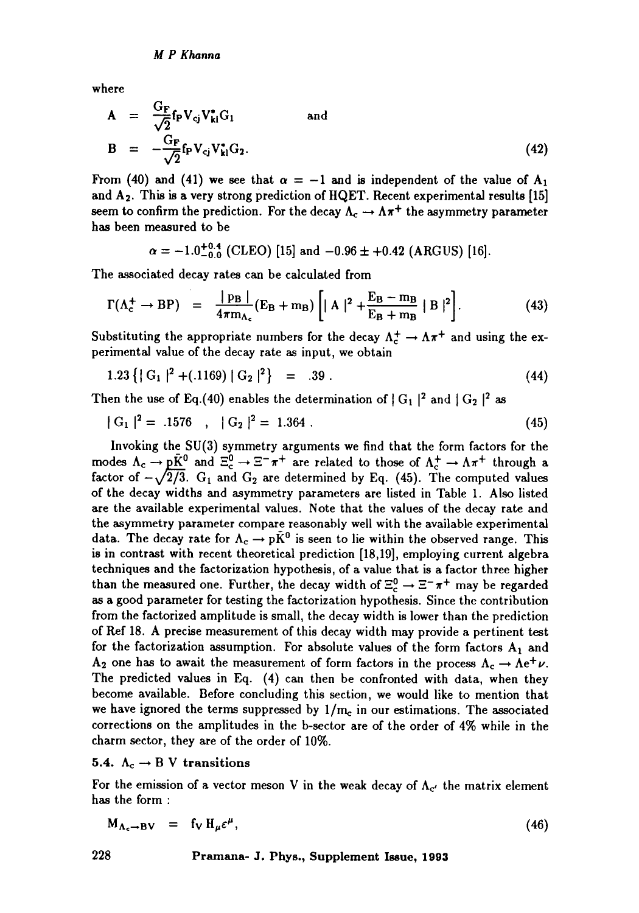where

$$
\begin{aligned}
A &= \frac{G_F}{\sqrt{2}} f_P V_{cj} V_{kl}^* G_1 \qquad \text{and} \\
B &= -\frac{G_F}{\sqrt{2}} f_P V_{cj} V_{kl}^* G_2.
\end{aligned} \tag{42}
$$

From (40) and (41) we see that $\alpha = -1$ and is independent of the value of $A_1$ and $A_2$. This is a very strong prediction of HQET. Recent experimental results [15] seem to confirm the prediction. For the decay $\Lambda_c \rightarrow \Lambda\pi^+$ the asymmetry parameter has been measured to be

$$
\alpha = -1.0^{+0.4}_{-0.0} \text{ (CLEO) [15] and } -0.96 \pm +0.42 \text{ (ARGUS) [16].}
$$

The associated decay rates can be calculated from

$$
\Gamma(\Lambda_c^+ \rightarrow BP) = \frac{|p_B|}{4\pi m_{\Lambda_c}} (E_B + m_B) \left[ |A|^2 + \frac{E_B - m_B}{E_B + m_B} |B|^2 \right]. \tag{43}
$$

Substituting the appropriate numbers for the decay $\Lambda_c^+ \rightarrow \Lambda\pi^+$ and using the experimental value of the decay rate as input, we obtain

$$
1.23 \left\{ |G_1|^2 + (.1169) |G_2|^2 \right\} = .39 . \tag{44}
$$

Then the use of Eq.(40) enables the determination of $|G_1|^2$ and $|G_2|^2$ as

$$
|G_1|^2 = .1576 \quad , \quad |G_2|^2 = 1.364 . \tag{45}
$$

Invoking the SU(3) symmetry arguments we find that the form factors for the modes $\Lambda_c \rightarrow p\bar{K}^0$ and $\Xi_c^0 \rightarrow \Xi^-\pi^+$ are related to those of $\Lambda_c^+ \rightarrow \Lambda\pi^+$ through a factor of $-\sqrt{2/3}$. $G_1$ and $G_2$ are determined by Eq. (45). The computed values of the decay widths and asymmetry parameters are listed in Table 1. Also listed are the available experimental values. Note that the values of the decay rate and the asymmetry parameter compare reasonably well with the available experimental data. The decay rate for $\Lambda_c \rightarrow p\bar{K}^0$ is seen to lie within the observed range. This is in contrast with recent theoretical prediction [18,19], employing current algebra techniques and the factorization hypothesis, of a value that is a factor three higher than the measured one. Further, the decay width of $\Xi_c^0 \rightarrow \Xi^-\pi^+$ may be regarded as a good parameter for testing the factorization hypothesis. Since the contribution from the factorized amplitude is small, the decay width is lower than the prediction of Ref 18. A precise measurement of this decay width may provide a pertinent test for the factorization assumption. For absolute values of the form factors $A_1$ and $A_2$ one has to await the measurement of form factors in the process $\Lambda_c \rightarrow \Lambda e^+\nu$. The predicted values in Eq. (4) can then be confronted with data, when they become available. Before concluding this section, we would like to mention that we have ignored the terms suppressed by $1/m_c$ in our estimations. The associated corrections on the amplitudes in the b-sector are of the order of 4% while in the charm sector, they are of the order of 10%.

### 5.4. $\Lambda_c \rightarrow$ B V transitions

For the emission of a vector meson V in the weak decay of $\Lambda_c$, the matrix element has the form :

$$
M_{\Lambda_c \rightarrow BV} = f_V H_\mu \epsilon^\mu, \tag{46}
$$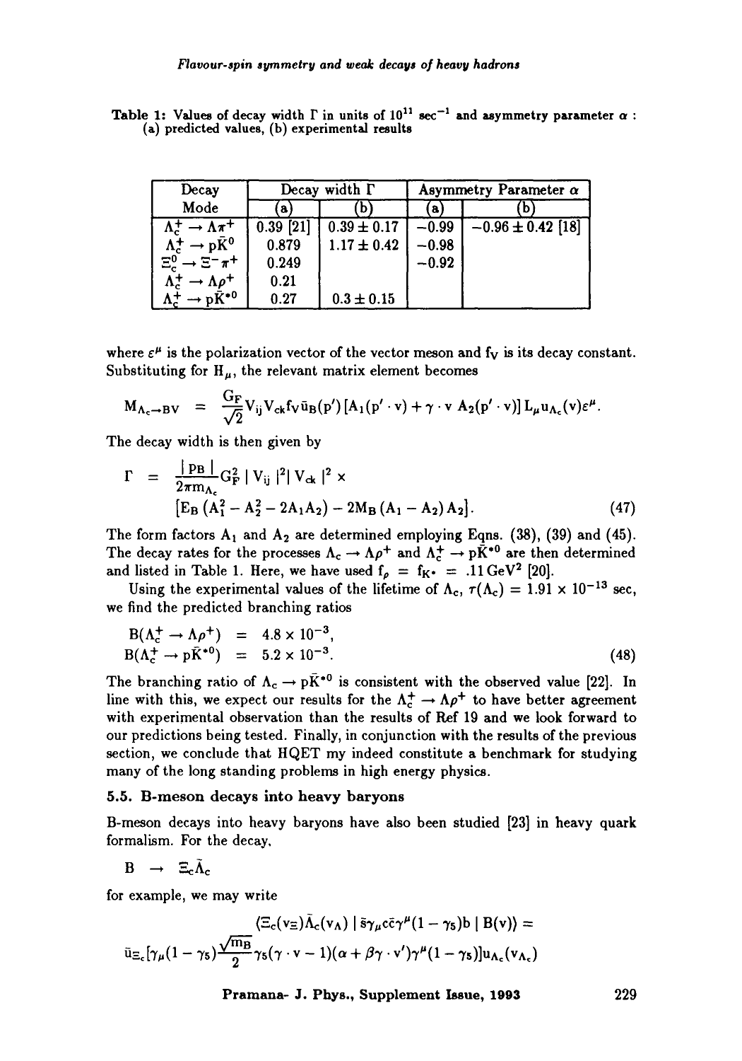Table 1: Values of decay width Γ in units of $10^{11}$ sec$^{-1}$ and asymmetry parameter $\alpha$ : (a) predicted values, (b) experimental results

| Decay Mode | Decay width Γ | | Asymmetry Parameter $\alpha$ | |
|---|---|---|---|---|
| | (a) | (b) | (a) | (b) |
| $\Lambda_c^+ \to \Lambda\pi^+$ | 0.39 [21] | $0.39 \pm 0.17$ | $-0.99$ | $-0.96 \pm 0.42$ [18] |
| $\Lambda_c^+ \to p\bar{K}^0$ | 0.879 | $1.17 \pm 0.42$ | $-0.98$ | |
| $\Xi_c^0 \to \Xi^-\pi^+$ | 0.249 | | $-0.92$ | |
| $\Lambda_c^+ \to \Lambda\rho^+$ | 0.21 | | | |
| $\Lambda_c^+ \to p\bar{K}^{*0}$ | 0.27 | $0.3 \pm 0.15$ | | |

where $\varepsilon^\mu$ is the polarization vector of the vector meson and $f_V$ is its decay constant. Substituting for $H_\mu$, the relevant matrix element becomes

$$M_{\Lambda_c \to BV} = \frac{G_F}{\sqrt{2}} V_{ij} V_{ck} f_V \bar{u}_B(p') \left[A_1(p' \cdot v) + \gamma \cdot v \, A_2(p' \cdot v)\right] L_\mu u_{\Lambda_c}(v) \varepsilon^\mu .$$

The decay width is then given by

$$\Gamma = \frac{|\, p_B \,|}{2\pi m_{\Lambda_c}} G_F^2 \,|\, V_{ij} \,|^2 |\, V_{ck} \,|^2 \times \left[E_B \left(A_1^2 - A_2^2 - 2A_1A_2\right) - 2M_B \left(A_1 - A_2\right) A_2\right]. \tag{47}$$

The form factors $A_1$ and $A_2$ are determined employing Eqns. (38), (39) and (45). The decay rates for the processes $\Lambda_c \to \Lambda\rho^+$ and $\Lambda_c^+ \to p\bar{K}^{*0}$ are then determined and listed in Table 1. Here, we have used $f_\rho = f_{K^*} = .11\,\text{GeV}^2$ [20].

Using the experimental values of the lifetime of $\Lambda_c$, $\tau(\Lambda_c) = 1.91 \times 10^{-13}$ sec, we find the predicted branching ratios

$$\begin{aligned} B(\Lambda_c^+ \to \Lambda\rho^+) &= 4.8 \times 10^{-3}, \\ B(\Lambda_c^+ \to p\bar{K}^{*0}) &= 5.2 \times 10^{-3}. \end{aligned} \tag{48}$$

The branching ratio of $\Lambda_c \to p\bar{K}^{*0}$ is consistent with the observed value [22]. In line with this, we expect our results for the $\Lambda_c^+ \to \Lambda\rho^+$ to have better agreement with experimental observation than the results of Ref 19 and we look forward to our predictions being tested. Finally, in conjunction with the results of the previous section, we conclude that HQET my indeed constitute a benchmark for studying many of the long standing problems in high energy physics.

### 5.5. B-meson decays into heavy baryons

B-meson decays into heavy baryons have also been studied [23] in heavy quark formalism. For the decay,

$$B \to \Xi_c \bar{\Lambda}_c$$

for example, we may write

$$\langle \Xi_c(v_\Xi)\bar{\Lambda}_c(v_\Lambda) \mid \bar{s}\gamma_\mu c\bar{c}\gamma^\mu(1-\gamma_5)b \mid B(v)\rangle =$$

$$\bar{u}_{\Xi_c}[\gamma_\mu(1-\gamma_5)\frac{\sqrt{m_B}}{2}\gamma_5(\gamma \cdot v - 1)(\alpha + \beta\gamma \cdot v')\gamma^\mu(1-\gamma_5)]u_{\Lambda_c}(v_{\Lambda_c})$$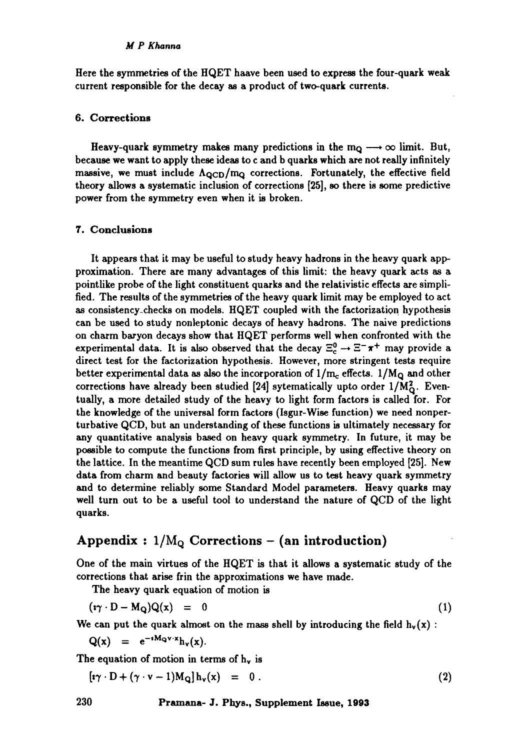Here the symmetries of the HQET haave been used to express the four-quark weak current responsible for the decay as a product of two-quark currents.

## 6. Corrections

Heavy-quark symmetry makes many predictions in the $m_Q \longrightarrow \infty$ limit. But, because we want to apply these ideas to c and b quarks which are not really infinitely massive, we must include $\Lambda_{QCD}/m_Q$ corrections. Fortunately, the effective field theory allows a systematic inclusion of corrections [25], so there is some predictive power from the symmetry even when it is broken.

## 7. Conclusions

It appears that it may be useful to study heavy hadrons in the heavy quark approximation. There are many advantages of this limit: the heavy quark acts as a pointlike probe of the light constituent quarks and the relativistic effects are simplified. The results of the symmetries of the heavy quark limit may be employed to act as consistency checks on models. HQET coupled with the factorization hypothesis can be used to study nonleptonic decays of heavy hadrons. The naive predictions on charm baryon decays show that HQET performs well when confronted with the experimental data. It is also observed that the decay $\Xi_c^0 \rightarrow \Xi^- \pi^+$ may provide a direct test for the factorization hypothesis. However, more stringent tests require better experimental data as also the incorporation of $1/m_c$ effects. $1/M_Q$ and other corrections have already been studied [24] sytematically upto order $1/M_Q^2$. Eventually, a more detailed study of the heavy to light form factors is called for. For the knowledge of the universal form factors (Isgur-Wise function) we need nonperturbative QCD, but an understanding of these functions is ultimately necessary for any quantitative analysis based on heavy quark symmetry. In future, it may be possible to compute the functions from first principle, by using effective theory on the lattice. In the meantime QCD sum rules have recently been employed [25]. New data from charm and beauty factories will allow us to test heavy quark symmetry and to determine reliably some Standard Model parameters. Heavy quarks may well turn out to be a useful tool to understand the nature of QCD of the light quarks.

# Appendix : $1/M_Q$ Corrections – (an introduction)

One of the main virtues of the HQET is that it allows a systematic study of the corrections that arise frin the approximations we have made.

The heavy quark equation of motion is

$$(i\gamma \cdot D - M_Q)Q(x) \;=\; 0 \qquad (1)$$

We can put the quark almost on the mass shell by introducing the field $h_v(x)$ :

$$Q(x) \;=\; e^{-iM_Q v \cdot x} h_v(x).$$

The equation of motion in terms of $h_v$ is

$$[i\gamma \cdot D + (\gamma \cdot v - 1)M_Q] h_v(x) \;=\; 0\,. \qquad (2)$$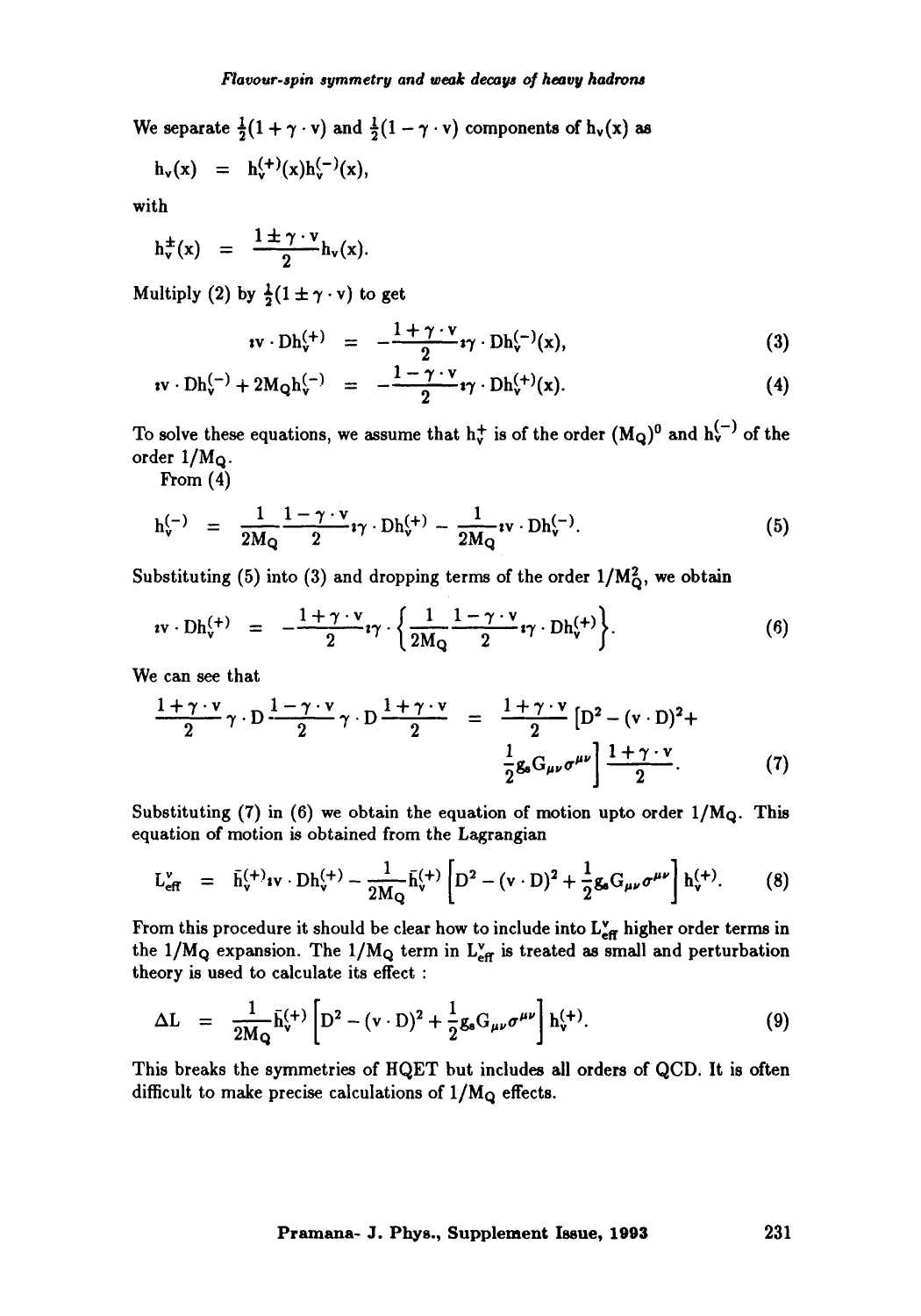We separate $\frac{1}{2}(1+\gamma\cdot v)$ and $\frac{1}{2}(1-\gamma\cdot v)$ components of $h_v(x)$ as

$$h_v(x) = h_v^{(+)}(x)h_v^{(-)}(x),$$

with

$$h_v^{\pm}(x) = \frac{1\pm\gamma\cdot v}{2}h_v(x).$$

Multiply (2) by $\frac{1}{2}(1\pm\gamma\cdot v)$ to get

$$\imath v\cdot Dh_v^{(+)} = -\frac{1+\gamma\cdot v}{2}\imath\gamma\cdot Dh_v^{(-)}(x), \tag{3}$$

$$\imath v\cdot Dh_v^{(-)} + 2M_Q h_v^{(-)} = -\frac{1-\gamma\cdot v}{2}\imath\gamma\cdot Dh_v^{(+)}(x). \tag{4}$$

To solve these equations, we assume that $h_v^+$ is of the order $(M_Q)^0$ and $h_v^{(-)}$ of the order $1/M_Q$.

From (4)

$$h_v^{(-)} = \frac{1}{2M_Q}\frac{1-\gamma\cdot v}{2}\imath\gamma\cdot Dh_v^{(+)} - \frac{1}{2M_Q}\imath v\cdot Dh_v^{(-)}. \tag{5}$$

Substituting (5) into (3) and dropping terms of the order $1/M_Q^2$, we obtain

$$\imath v\cdot Dh_v^{(+)} = -\frac{1+\gamma\cdot v}{2}\imath\gamma\cdot\left\{\frac{1}{2M_Q}\frac{1-\gamma\cdot v}{2}\imath\gamma\cdot Dh_v^{(+)}\right\}. \tag{6}$$

We can see that

$$\frac{1+\gamma\cdot v}{2}\gamma\cdot D\frac{1-\gamma\cdot v}{2}\gamma\cdot D\frac{1+\gamma\cdot v}{2} = \frac{1+\gamma\cdot v}{2}\left[D^2-(v\cdot D)^2+\frac{1}{2}g_s G_{\mu\nu}\sigma^{\mu\nu}\right]\frac{1+\gamma\cdot v}{2}. \tag{7}$$

Substituting (7) in (6) we obtain the equation of motion upto order $1/M_Q$. This equation of motion is obtained from the Lagrangian

$$L_{\text{eff}}^{v} = \bar{h}_v^{(+)}\imath v\cdot Dh_v^{(+)} - \frac{1}{2M_Q}\bar{h}_v^{(+)}\left[D^2-(v\cdot D)^2+\frac{1}{2}g_s G_{\mu\nu}\sigma^{\mu\nu}\right]h_v^{(+)}. \tag{8}$$

From this procedure it should be clear how to include into $L_{\text{eff}}^v$ higher order terms in the $1/M_Q$ expansion. The $1/M_Q$ term in $L_{\text{eff}}^v$ is treated as small and perturbation theory is used to calculate its effect :

$$\Delta L = \frac{1}{2M_Q}\bar{h}_v^{(+)}\left[D^2-(v\cdot D)^2+\frac{1}{2}g_s G_{\mu\nu}\sigma^{\mu\nu}\right]h_v^{(+)}. \tag{9}$$

This breaks the symmetries of HQET but includes all orders of QCD. It is often difficult to make precise calculations of $1/M_Q$ effects.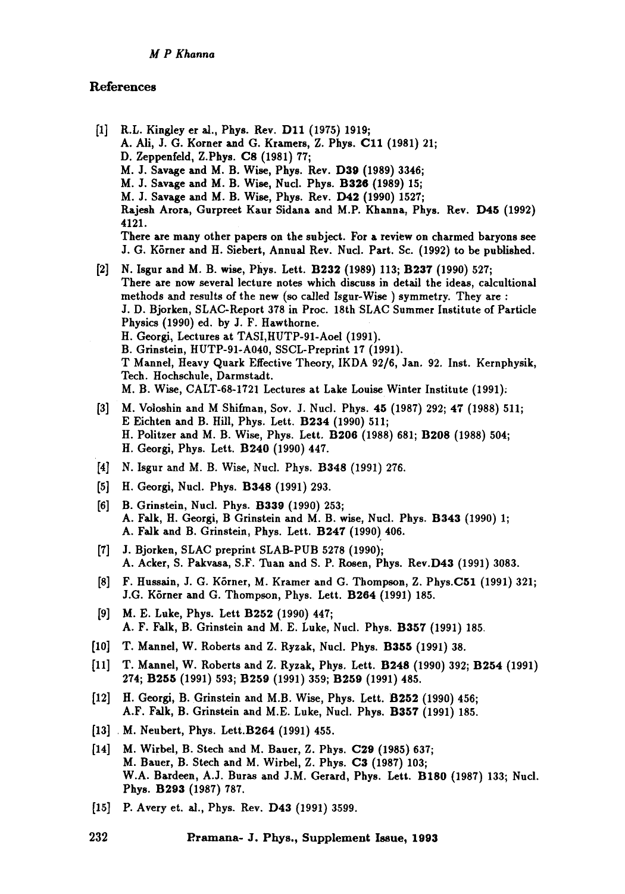## References

[1] R.L. Kingley er al., Phys. Rev. **D11** (1975) 1919;
A. Ali, J. G. Korner and G. Kramers, Z. Phys. **C11** (1981) 21;
D. Zeppenfeld, Z.Phys. **C8** (1981) 77;
M. J. Savage and M. B. Wise, Phys. Rev. **D39** (1989) 3346;
M. J. Savage and M. B. Wise, Nucl. Phys. **B326** (1989) 15;
M. J. Savage and M. B. Wise, Phys. Rev. **D42** (1990) 1527;
Rajesh Arora, Gurpreet Kaur Sidana and M.P. Khanna, Phys. Rev. **D45** (1992) 4121.
There are many other papers on the subject. For a review on charmed baryons see J. G. Körner and H. Siebert, Annual Rev. Nucl. Part. Sc. (1992) to be published.

[2] N. Isgur and M. B. wise, Phys. Lett. **B232** (1989) 113; **B237** (1990) 527;
There are now several lecture notes which discuss in detail the ideas, calcultional methods and results of the new (so called Isgur-Wise ) symmetry. They are :
J. D. Bjorken, SLAC-Report 378 in Proc. 18th SLAC Summer Institute of Particle Physics (1990) ed. by J. F. Hawthorne.
H. Georgi, Lectures at TASI,HUTP-91-Aoel (1991).
B. Grinstein, HUTP-91-A040, SSCL-Preprint 17 (1991).
T Mannel, Heavy Quark Effective Theory, IKDA 92/6, Jan. 92. Inst. Kernphysik, Tech. Hochschule, Darmstadt.
M. B. Wise, CALT-68-1721 Lectures at Lake Louise Winter Institute (1991).

[3] M. Voloshin and M Shifman, Sov. J. Nucl. Phys. **45** (1987) 292; **47** (1988) 511;
E Eichten and B. Hill, Phys. Lett. **B234** (1990) 511;
H. Politzer and M. B. Wise, Phys. Lett. **B206** (1988) 681; **B208** (1988) 504;
H. Georgi, Phys. Lett. **B240** (1990) 447.

[4] N. Isgur and M. B. Wise, Nucl. Phys. **B348** (1991) 276.

[5] H. Georgi, Nucl. Phys. **B348** (1991) 293.

[6] B. Grinstein, Nucl. Phys. **B339** (1990) 253;
A. Falk, H. Georgi, B Grinstein and M. B. wise, Nucl. Phys. **B343** (1990) 1;
A. Falk and B. Grinstein, Phys. Lett. **B247** (1990) 406.

[7] J. Bjorken, SLAC preprint SLAB-PUB 5278 (1990);
A. Acker, S. Pakvasa, S.F. Tuan and S. P. Rosen, Phys. Rev.**D43** (1991) 3083.

[8] F. Hussain, J. G. Körner, M. Kramer and G. Thompson, Z. Phys.**C51** (1991) 321;
J.G. Körner and G. Thompson, Phys. Lett. **B264** (1991) 185.

[9] M. E. Luke, Phys. Lett **B252** (1990) 447;
A. F. Falk, B. Grinstein and M. E. Luke, Nucl. Phys. **B357** (1991) 185.

[10] T. Mannel, W. Roberts and Z. Ryzak, Nucl. Phys. **B355** (1991) 38.

[11] T. Mannel, W. Roberts and Z. Ryzak, Phys. Lett. **B248** (1990) 392; **B254** (1991) 274; **B255** (1991) 593; **B259** (1991) 359; **B259** (1991) 485.

[12] H. Georgi, B. Grinstein and M.B. Wise, Phys. Lett. **B252** (1990) 456;
A.F. Falk, B. Grinstein and M.E. Luke, Nucl. Phys. **B357** (1991) 185.

[13] M. Neubert, Phys. Lett.**B264** (1991) 455.

[14] M. Wirbel, B. Stech and M. Bauer, Z. Phys. **C29** (1985) 637;
M. Bauer, B. Stech and M. Wirbel, Z. Phys. **C3** (1987) 103;
W.A. Bardeen, A.J. Buras and J.M. Gerard, Phys. Lett. **B180** (1987) 133; Nucl. Phys. **B293** (1987) 787.

[15] P. Avery et. al., Phys. Rev. **D43** (1991) 3599.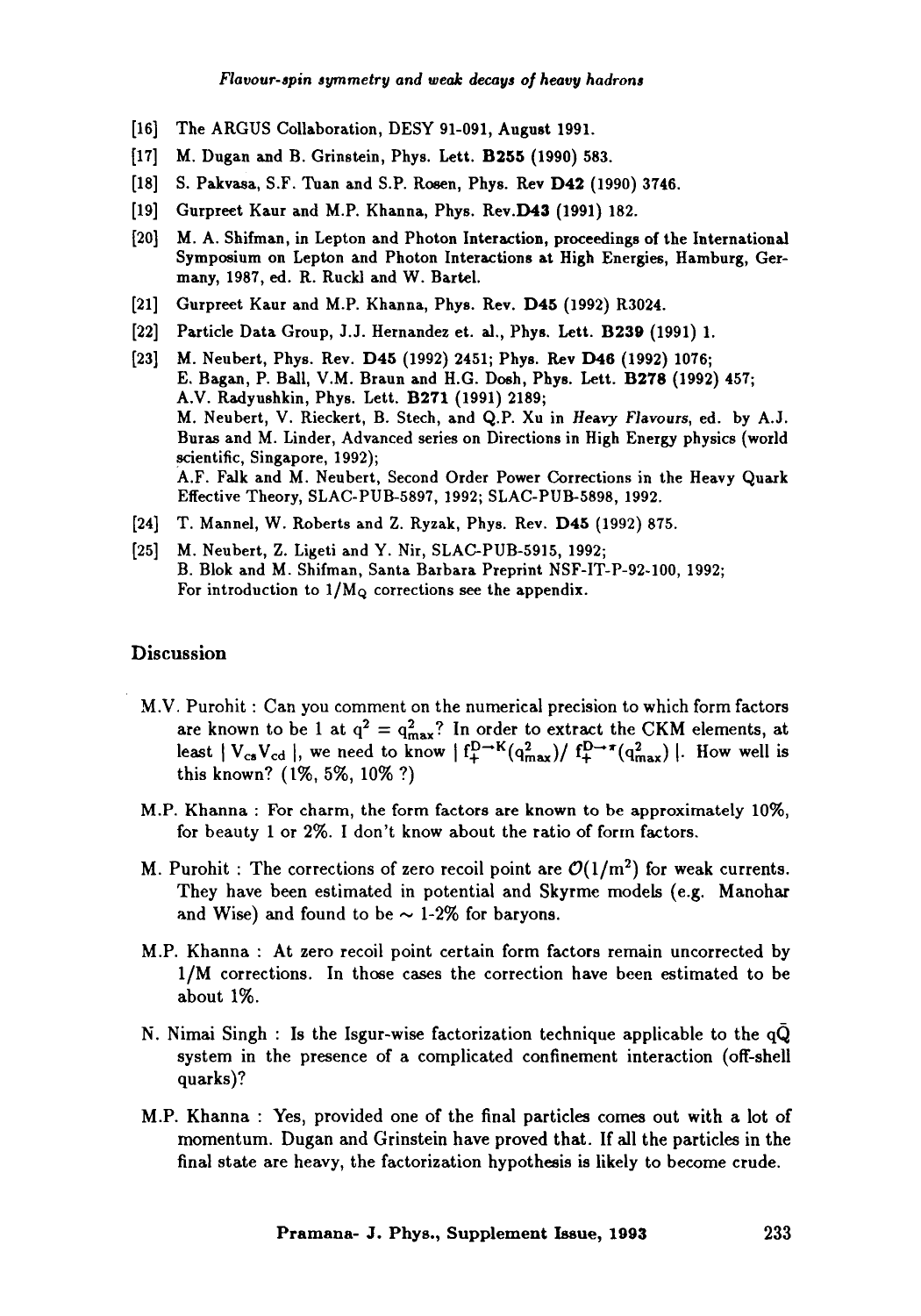[16] The ARGUS Collaboration, DESY 91-091, August 1991.

[17] M. Dugan and B. Grinstein, Phys. Lett. **B255** (1990) 583.

[18] S. Pakvasa, S.F. Tuan and S.P. Rosen, Phys. Rev **D42** (1990) 3746.

[19] Gurpreet Kaur and M.P. Khanna, Phys. Rev.**D43** (1991) 182.

[20] M. A. Shifman, in Lepton and Photon Interaction, proceedings of the International Symposium on Lepton and Photon Interactions at High Energies, Hamburg, Germany, 1987, ed. R. Ruckl and W. Bartel.

[21] Gurpreet Kaur and M.P. Khanna, Phys. Rev. **D45** (1992) R3024.

[22] Particle Data Group, J.J. Hernandez et. al., Phys. Lett. **B239** (1991) 1.

[23] M. Neubert, Phys. Rev. **D45** (1992) 2451; Phys. Rev **D46** (1992) 1076;
E. Bagan, P. Ball, V.M. Braun and H.G. Dosh, Phys. Lett. **B278** (1992) 457;
A.V. Radyushkin, Phys. Lett. **B271** (1991) 2189;
M. Neubert, V. Rieckert, B. Stech, and Q.P. Xu in *Heavy Flavours*, ed. by A.J. Buras and M. Linder, Advanced series on Directions in High Energy physics (world scientific, Singapore, 1992);
A.F. Falk and M. Neubert, Second Order Power Corrections in the Heavy Quark Effective Theory, SLAC-PUB-5897, 1992; SLAC-PUB-5898, 1992.

[24] T. Mannel, W. Roberts and Z. Ryzak, Phys. Rev. **D45** (1992) 875.

[25] M. Neubert, Z. Ligeti and Y. Nir, SLAC-PUB-5915, 1992;
B. Blok and M. Shifman, Santa Barbara Preprint NSF-IT-P-92-100, 1992;
For introduction to $1/M_Q$ corrections see the appendix.

## Discussion

M.V. Purohit : Can you comment on the numerical precision to which form factors are known to be 1 at $q^2 = q^2_{max}$? In order to extract the CKM elements, at least $| V_{cs}V_{cd} |$, we need to know $| f_+^{D\to K}(q^2_{max})/ f_+^{D\to\pi}(q^2_{max}) |$. How well is this known? (1%, 5%, 10% ?)

M.P. Khanna : For charm, the form factors are known to be approximately 10%, for beauty 1 or 2%. I don't know about the ratio of form factors.

M. Purohit : The corrections of zero recoil point are $\mathcal{O}(1/m^2)$ for weak currents. They have been estimated in potential and Skyrme models (e.g. Manohar and Wise) and found to be $\sim$ 1-2% for baryons.

M.P. Khanna : At zero recoil point certain form factors remain uncorrected by $1/M$ corrections. In those cases the correction have been estimated to be about 1%.

N. Nimai Singh : Is the Isgur-wise factorization technique applicable to the $q\bar{Q}$ system in the presence of a complicated confinement interaction (off-shell quarks)?

M.P. Khanna : Yes, provided one of the final particles comes out with a lot of momentum. Dugan and Grinstein have proved that. If all the particles in the final state are heavy, the factorization hypothesis is likely to become crude.